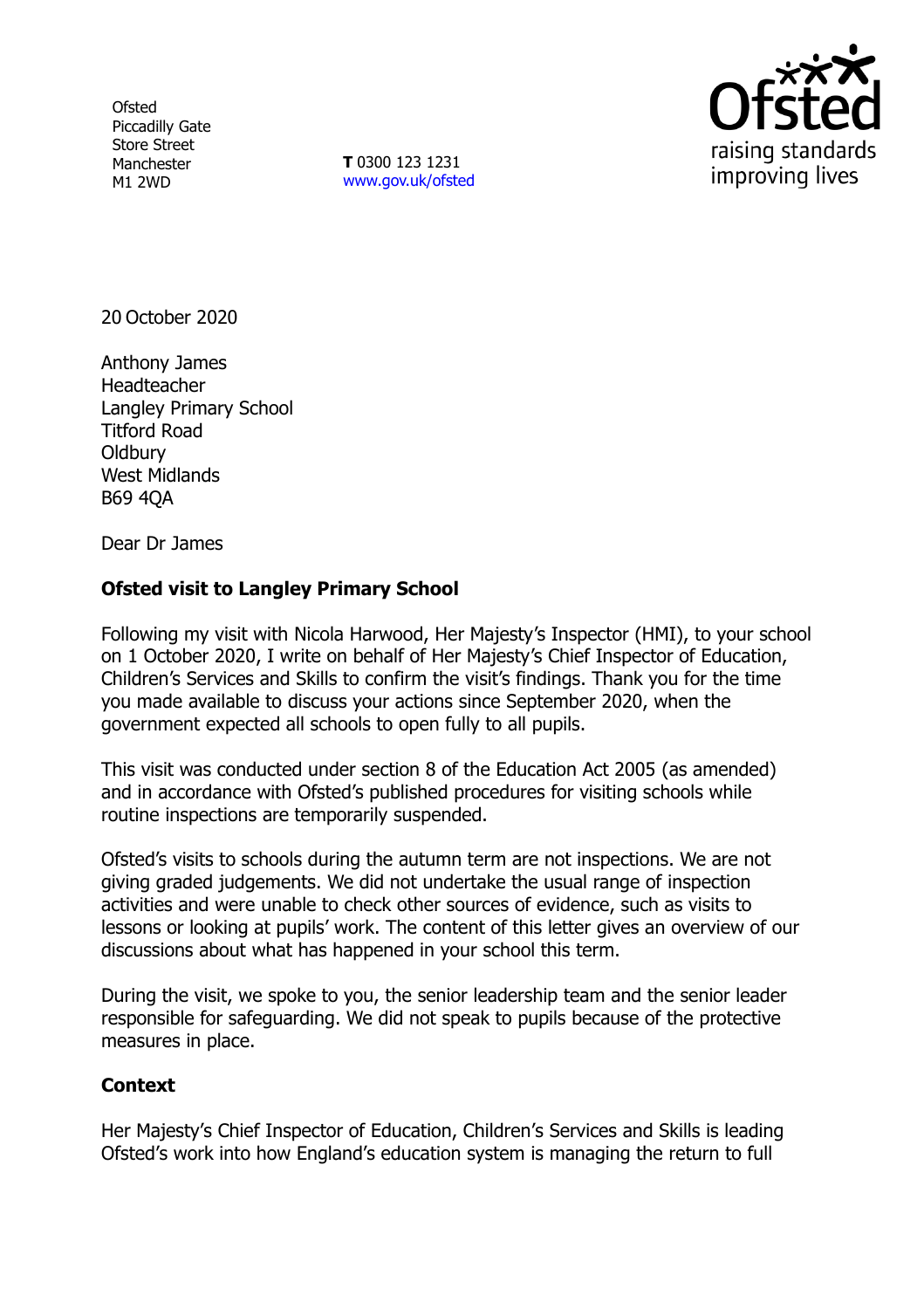Ofsted
Piccadilly Gate
Store Street
Manchester
M1 2WD

**T** 0300 123 1231
www.gov.uk/ofsted

20 October 2020

Anthony James
Headteacher
Langley Primary School
Titford Road
Oldbury
West Midlands
B69 4QA

Dear Dr James

**Ofsted visit to Langley Primary School**

Following my visit with Nicola Harwood, Her Majesty's Inspector (HMI), to your school on 1 October 2020, I write on behalf of Her Majesty's Chief Inspector of Education, Children's Services and Skills to confirm the visit's findings. Thank you for the time you made available to discuss your actions since September 2020, when the government expected all schools to open fully to all pupils.

This visit was conducted under section 8 of the Education Act 2005 (as amended) and in accordance with Ofsted's published procedures for visiting schools while routine inspections are temporarily suspended.

Ofsted's visits to schools during the autumn term are not inspections. We are not giving graded judgements. We did not undertake the usual range of inspection activities and were unable to check other sources of evidence, such as visits to lessons or looking at pupils' work. The content of this letter gives an overview of our discussions about what has happened in your school this term.

During the visit, we spoke to you, the senior leadership team and the senior leader responsible for safeguarding. We did not speak to pupils because of the protective measures in place.

**Context**

Her Majesty's Chief Inspector of Education, Children's Services and Skills is leading Ofsted's work into how England's education system is managing the return to full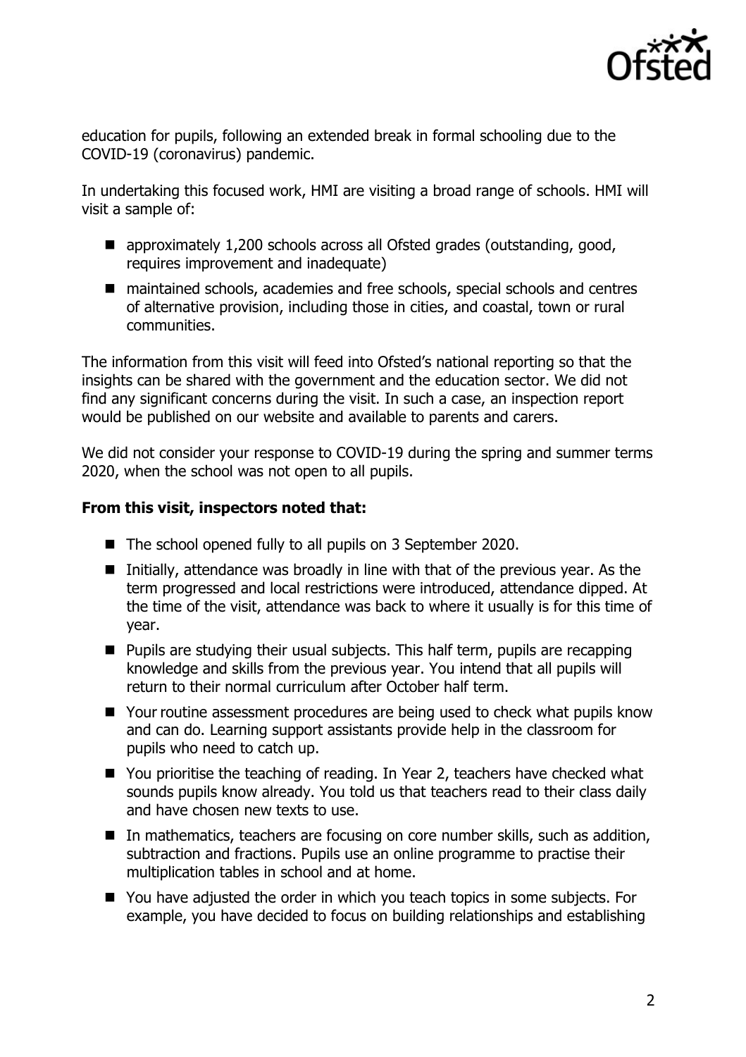education for pupils, following an extended break in formal schooling due to the COVID-19 (coronavirus) pandemic.

In undertaking this focused work, HMI are visiting a broad range of schools. HMI will visit a sample of:

- approximately 1,200 schools across all Ofsted grades (outstanding, good, requires improvement and inadequate)
- maintained schools, academies and free schools, special schools and centres of alternative provision, including those in cities, and coastal, town or rural communities.

The information from this visit will feed into Ofsted's national reporting so that the insights can be shared with the government and the education sector. We did not find any significant concerns during the visit. In such a case, an inspection report would be published on our website and available to parents and carers.

We did not consider your response to COVID-19 during the spring and summer terms 2020, when the school was not open to all pupils.

**From this visit, inspectors noted that:**

- The school opened fully to all pupils on 3 September 2020.
- Initially, attendance was broadly in line with that of the previous year. As the term progressed and local restrictions were introduced, attendance dipped. At the time of the visit, attendance was back to where it usually is for this time of year.
- Pupils are studying their usual subjects. This half term, pupils are recapping knowledge and skills from the previous year. You intend that all pupils will return to their normal curriculum after October half term.
- Your routine assessment procedures are being used to check what pupils know and can do. Learning support assistants provide help in the classroom for pupils who need to catch up.
- You prioritise the teaching of reading. In Year 2, teachers have checked what sounds pupils know already. You told us that teachers read to their class daily and have chosen new texts to use.
- In mathematics, teachers are focusing on core number skills, such as addition, subtraction and fractions. Pupils use an online programme to practise their multiplication tables in school and at home.
- You have adjusted the order in which you teach topics in some subjects. For example, you have decided to focus on building relationships and establishing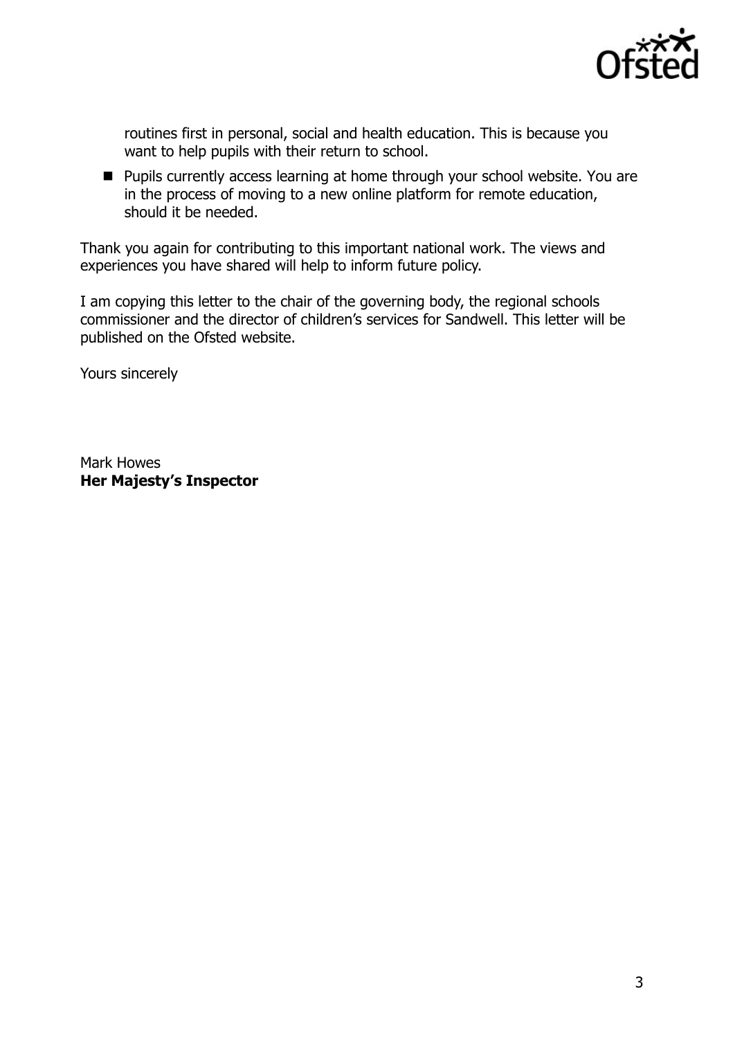routines first in personal, social and health education. This is because you want to help pupils with their return to school.

- Pupils currently access learning at home through your school website. You are in the process of moving to a new online platform for remote education, should it be needed.

Thank you again for contributing to this important national work. The views and experiences you have shared will help to inform future policy.

I am copying this letter to the chair of the governing body, the regional schools commissioner and the director of children's services for Sandwell. This letter will be published on the Ofsted website.

Yours sincerely

Mark Howes
**Her Majesty's Inspector**